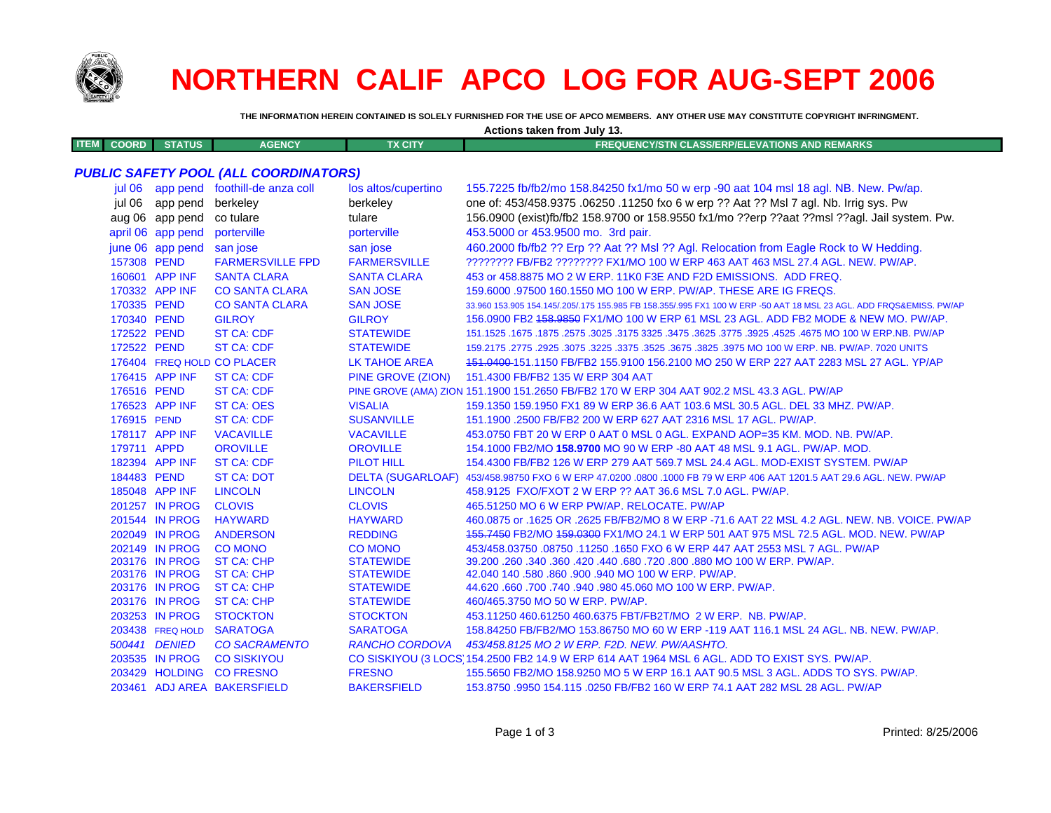# NORTHERN CALIF APCO LOG FOR AUG-SEPT 2006

**THE INFORMATION HEREIN CONTAINED IS SOLELY FURNISHED FOR THE USE OF APCO MEMBERS. ANY OTHER USE MAY CONSTITUTE COPYRIGHT INFRINGMENT.**

**Actions taken from July 13.**

| ITEM | COORD | STATUS | AGENCY | TX CITY | FREQUENCY/STN CLASS/ERP/ELEVATIONS AND REMARKS |
|---|---|---|---|---|---|
| | | | | | |

### *PUBLIC SAFETY POOL (ALL COORDINATORS)*

| ITEM | COORD | STATUS | AGENCY | TX CITY | FREQUENCY/STN CLASS/ERP/ELEVATIONS AND REMARKS |
|---|---|---|---|---|---|
| | jul 06 | app pend | foothill-de anza coll | los altos/cupertino | 155.7225 fb/fb2/mo 158.84250 fx1/mo 50 w erp -90 aat 104 msl 18 agl. NB. New. Pw/ap. |
| | jul 06 | app pend | berkeley | berkeley | one of: 453/458.9375 .06250 .11250 fxo 6 w erp ?? Aat ?? Msl 7 agl. Nb. Irrig sys. Pw |
| | aug 06 | app pend | co tulare | tulare | 156.0900 (exist)fb/fb2 158.9700 or 158.9550 fx1/mo ??erp ??aat ??msl ??agl. Jail system. Pw. |
| | april 06 | app pend | porterville | porterville | 453.5000 or 453.9500 mo. 3rd pair. |
| | june 06 | app pend | san jose | san jose | 460.2000 fb/fb2 ?? Erp ?? Aat ?? Msl ?? Agl. Relocation from Eagle Rock to W Hedding. |
| | 157308 | PEND | FARMERSVILLE FPD | FARMERSVILLE | ???????? FB/FB2 ???????? FX1/MO 100 W ERP 463 AAT 463 MSL 27.4 AGL. NEW. PW/AP. |
| | 160601 | APP INF | SANTA CLARA | SANTA CLARA | 453 or 458.8875 MO 2 W ERP. 11K0 F3E AND F2D EMISSIONS. ADD FREQ. |
| | 170332 | APP INF | CO SANTA CLARA | SAN JOSE | 159.6000 .97500 160.1550 MO 100 W ERP. PW/AP. THESE ARE IG FREQS. |
| | 170335 | PEND | CO SANTA CLARA | SAN JOSE | 33.960 153.905 154.145/.205/.175 155.985 FB 158.355/.995 FX1 100 W ERP -50 AAT 18 MSL 23 AGL. ADD FRQS&EMISS. PW/AP |
| | 170340 | PEND | GILROY | GILROY | 156.0900 FB2 ~~158.9850~~ FX1/MO 100 W ERP 61 MSL 23 AGL. ADD FB2 MODE & NEW MO. PW/AP. |
| | 172522 | PEND | ST CA: CDF | STATEWIDE | 151.1525 .1675 .1875 .2575 .3025 .3175 3325 .3475 .3625 .3775 .3925 .4525 .4675 MO 100 W ERP.NB. PW/AP |
| | 172522 | PEND | ST CA: CDF | STATEWIDE | 159.2175 .2775 .2925 .3075 .3225 .3375 .3525 .3675 .3825 .3975 MO 100 W ERP. NB. PW/AP. 7020 UNITS |
| | 176404 | FREQ HOLD | CO PLACER | LK TAHOE AREA | ~~151.0400~~ 151.1150 FB/FB2 155.9100 156.2100 MO 250 W ERP 227 AAT 2283 MSL 27 AGL. YP/AP |
| | 176415 | APP INF | ST CA: CDF | PINE GROVE (ZION) | 151.4300 FB/FB2 135 W ERP 304 AAT |
| | 176516 | PEND | ST CA: CDF | PINE GROVE (AMA) ZION | 151.1900 151.2650 FB/FB2 170 W ERP 304 AAT 902.2 MSL 43.3 AGL. PW/AP |
| | 176523 | APP INF | ST CA: OES | VISALIA | 159.1350 159.1950 FX1 89 W ERP 36.6 AAT 103.6 MSL 30.5 AGL. DEL 33 MHZ. PW/AP. |
| | 176915 | PEND | ST CA: CDF | SUSANVILLE | 151.1900 .2500 FB/FB2 200 W ERP 627 AAT 2316 MSL 17 AGL. PW/AP. |
| | 178117 | APP INF | VACAVILLE | VACAVILLE | 453.0750 FBT 20 W ERP 0 AAT 0 MSL 0 AGL. EXPAND AOP=35 KM. MOD. NB. PW/AP. |
| | 179711 | APPD | OROVILLE | OROVILLE | 154.1000 FB2/MO **158.9700** MO 90 W ERP -80 AAT 48 MSL 9.1 AGL. PW/AP. MOD. |
| | 182394 | APP INF | ST CA: CDF | PILOT HILL | 154.4300 FB/FB2 126 W ERP 279 AAT 569.7 MSL 24.4 AGL. MOD-EXIST SYSTEM. PW/AP |
| | 184483 | PEND | ST CA: DOT | DELTA (SUGARLOAF) | 453/458.98750 FXO 6 W ERP 47.0200 .0800 .1000 FB 79 W ERP 406 AAT 1201.5 AAT 29.6 AGL. NEW. PW/AP |
| | 185048 | APP INF | LINCOLN | LINCOLN | 458.9125 FXO/FXOT 2 W ERP ?? AAT 36.6 MSL 7.0 AGL. PW/AP. |
| | 201257 | IN PROG | CLOVIS | CLOVIS | 465.51250 MO 6 W ERP PW/AP. RELOCATE. PW/AP |
| | 201544 | IN PROG | HAYWARD | HAYWARD | 460.0875 or .1625 OR .2625 FB/FB2/MO 8 W ERP -71.6 AAT 22 MSL 4.2 AGL. NEW. NB. VOICE. PW/AP |
| | 202049 | IN PROG | ANDERSON | REDDING | ~~155.7450~~ FB2/MO ~~159.0300~~ FX1/MO 24.1 W ERP 501 AAT 975 MSL 72.5 AGL. MOD. NEW. PW/AP |
| | 202149 | IN PROG | CO MONO | CO MONO | 453/458.03750 .08750 .11250 .1650 FXO 6 W ERP 447 AAT 2553 MSL 7 AGL. PW/AP |
| | 203176 | IN PROG | ST CA: CHP | STATEWIDE | 39.200 .260 .340 .360 .420 .440 .680 .720 .800 .880 MO 100 W ERP. PW/AP. |
| | 203176 | IN PROG | ST CA: CHP | STATEWIDE | 42.040 140 .580 .860 .900 .940 MO 100 W ERP. PW/AP. |
| | 203176 | IN PROG | ST CA: CHP | STATEWIDE | 44.620 .660 .700 .740 .940 .980 45.060 MO 100 W ERP. PW/AP. |
| | 203176 | IN PROG | ST CA: CHP | STATEWIDE | 460/465.3750 MO 50 W ERP. PW/AP. |
| | 203253 | IN PROG | STOCKTON | STOCKTON | 453.11250 460.61250 460.6375 FBT/FB2T/MO 2 W ERP. NB. PW/AP. |
| | 203438 | FREQ HOLD | SARATOGA | SARATOGA | 158.84250 FB/FB2/MO 153.86750 MO 60 W ERP -119 AAT 116.1 MSL 24 AGL. NB. NEW. PW/AP. |
| | *500441* | *DENIED* | *CO SACRAMENTO* | *RANCHO CORDOVA* | *453/458.8125 MO 2 W ERP. F2D. NEW. PW/AASHTO.* |
| | 203535 | IN PROG | CO SISKIYOU | CO SISKIYOU (3 LOCS) | 154.2500 FB2 14.9 W ERP 614 AAT 1964 MSL 6 AGL. ADD TO EXIST SYS. PW/AP. |
| | 203429 | HOLDING | CO FRESNO | FRESNO | 155.5650 FB2/MO 158.9250 MO 5 W ERP 16.1 AAT 90.5 MSL 3 AGL. ADDS TO SYS. PW/AP. |
| | 203461 | ADJ AREA | BAKERSFIELD | BAKERSFIELD | 153.8750 .9950 154.115 .0250 FB/FB2 160 W ERP 74.1 AAT 282 MSL 28 AGL. PW/AP |

Printed: 8/25/2006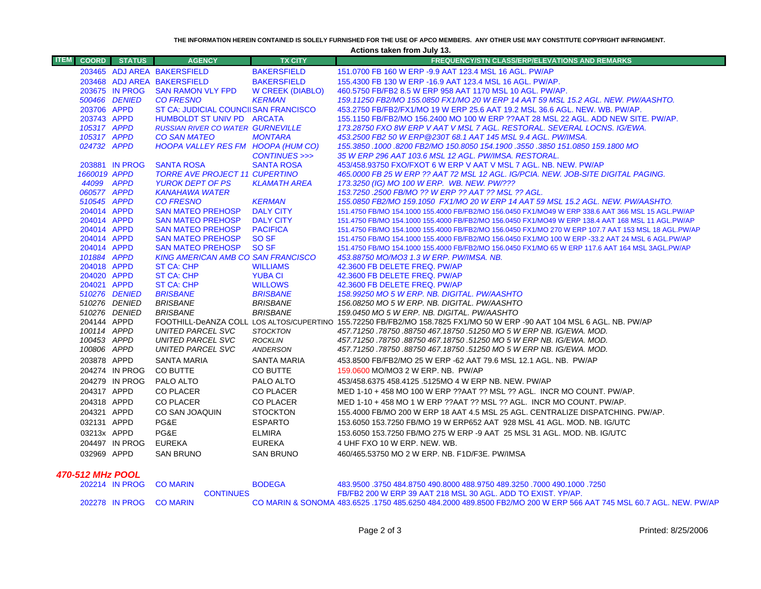THE INFORMATION HEREIN CONTAINED IS SOLELY FURNISHED FOR THE USE OF APCO MEMBERS. ANY OTHER USE MAY CONSTITUTE COPYRIGHT INFRINGMENT.

**Actions taken from July 13.**

| ITEM | COORD | STATUS | AGENCY | TX CITY | FREQUENCY/STN CLASS/ERP/ELEVATIONS AND REMARKS |
|---|---|---|---|---|---|
| | 203465 | ADJ AREA | BAKERSFIELD | BAKERSFIELD | 151.0700 FB 160 W ERP -9.9 AAT 123.4 MSL 16 AGL. PW/AP |
| | 203468 | ADJ AREA | BAKERSFIELD | BAKERSFIELD | 155.4300 FB 130 W ERP -16.9 AAT 123.4 MSL 16 AGL. PW/AP. |
| | 203675 | IN PROG | SAN RAMON VLY FPD | W CREEK (DIABLO) | 460.5750 FB/FB2 8.5 W ERP 958 AAT 1170 MSL 10 AGL. PW/AP. |
| | 500466 | DENIED | CO FRESNO | KERMAN | 159.11250 FB2/MO 155.0850 FX1/MO 20 W ERP 14 AAT 59 MSL 15.2 AGL. NEW. PW/AASHTO. |
| | 203706 | APPD | ST CA: JUDICIAL COUNCIL | SAN FRANCISCO | 453.2750 FB/FB2/FX1/MO 19 W ERP 25.6 AAT 19.2 MSL 36.6 AGL. NEW. WB. PW/AP. |
| | 203743 | APPD | HUMBOLDT ST UNIV PD | ARCATA | 155.1150 FB/FB2/MO 156.2400 MO 100 W ERP ??AAT 28 MSL 22 AGL. ADD NEW SITE. PW/AP. |
| | 105317 | APPD | RUSSIAN RIVER CO WATER | GURNEVILLE | 173.28750 FXO 8W ERP V AAT V MSL 7 AGL. RESTORAL. SEVERAL LOCNS. IG/EWA. |
| | 105317 | APPD | CO SAN MATEO | MONTARA | 453.2500 FB2 50 W ERP@230T 68.1 AAT 145 MSL 9.4 AGL. PW/IMSA. |
| | 024732 | APPD | HOOPA VALLEY RES FM | HOOPA (HUM CO) | 155.3850 .1000 .8200 FB2/MO 150.8050 154.1900 .3550 .3850 151.0850 159.1800 MO |
| | | | | CONTINUES >>> | 35 W ERP 296 AAT 103.6 MSL 12 AGL. PW/IMSA. RESTORAL. |
| | 203881 | IN PROG | SANTA ROSA | SANTA ROSA | 453/458.93750 FXO/FXOT 6 W ERP V AAT V MSL 7 AGL. NB. NEW. PW/AP |
| | 1660019 | APPD | TORRE AVE PROJECT 11 | CUPERTINO | 465.0000 FB 25 W ERP ?? AAT 72 MSL 12 AGL. IG/PCIA. NEW. JOB-SITE DIGITAL PAGING. |
| | 44099 | APPD | YUROK DEPT OF PS | KLAMATH AREA | 173.3250 (IG) MO 100 W ERP. WB. NEW. PW/??? |
| | 060577 | APPD | KANAHAWA WATER | | 153.7250 .2500 FB/MO ?? W ERP ?? AAT ?? MSL ?? AGL. |
| | 510545 | APPD | CO FRESNO | KERMAN | 155.0850 FB2/MO 159.1050 FX1/MO 20 W ERP 14 AAT 59 MSL 15.2 AGL. NEW. PW/AASHTO. |
| | 204014 | APPD | SAN MATEO PREHOSP | DALY CITY | 151.4750 FB/MO 154.1000 155.4000 FB/FB2/MO 156.0450 FX1/MO49 W ERP 338.6 AAT 366 MSL 15 AGL.PW/AP |
| | 204014 | APPD | SAN MATEO PREHOSP | DALY CITY | 151.4750 FB/MO 154.1000 155.4000 FB/FB2/MO 156.0450 FX1/MO49 W ERP 138.4 AAT 168 MSL 11 AGL.PW/AP |
| | 204014 | APPD | SAN MATEO PREHOSP | PACIFICA | 151.4750 FB/MO 154.1000 155.4000 FB/FB2/MO 156.0450 FX1/MO 270 W ERP 107.7 AAT 153 MSL 18 AGL.PW/AP |
| | 204014 | APPD | SAN MATEO PREHOSP | SO SF | 151.4750 FB/MO 154.1000 155.4000 FB/FB2/MO 156.0450 FX1/MO 100 W ERP -33.2 AAT 24 MSL 6 AGL.PW/AP |
| | 204014 | APPD | SAN MATEO PREHOSP | SO SF | 151.4750 FB/MO 154.1000 155.4000 FB/FB2/MO 156.0450 FX1/MO 65 W ERP 117.6 AAT 164 MSL 3AGL.PW/AP |
| | 101884 | APPD | KING AMERICAN AMB CO | SAN FRANCISCO | 453.88750 MO/MO3 1.3 W ERP. PW/IMSA. NB. |
| | 204018 | APPD | ST CA: CHP | WILLIAMS | 42.3600 FB DELETE FREQ. PW/AP |
| | 204020 | APPD | ST CA: CHP | YUBA CI | 42.3600 FB DELETE FREQ. PW/AP |
| | 204021 | APPD | ST CA: CHP | WILLOWS | 42.3600 FB DELETE FREQ. PW/AP |
| | 510276 | DENIED | BRISBANE | BRISBANE | 158.99250 MO 5 W ERP. NB. DIGITAL. PW/AASHTO |
| | 510276 | DENIED | BRISBANE | BRISBANE | 156.08250 MO 5 W ERP. NB. DIGITAL. PW/AASHTO |
| | 510276 | DENIED | BRISBANE | BRISBANE | 159.0450 MO 5 W ERP. NB. DIGITAL. PW/AASHTO |
| | 204144 | APPD | FOOTHILL-DeANZA COLL | LOS ALTOS/CUPERTINO | 155.72250 FB/FB2/MO 158.7825 FX1/MO 50 W ERP -90 AAT 104 MSL 6 AGL. NB. PW/AP |
| | 100114 | APPD | UNITED PARCEL SVC | STOCKTON | 457.71250 .78750 .88750 467.18750 .51250 MO 5 W ERP NB. IG/EWA. MOD. |
| | 100453 | APPD | UNITED PARCEL SVC | ROCKLIN | 457.71250 .78750 .88750 467.18750 .51250 MO 5 W ERP NB. IG/EWA. MOD. |
| | 100806 | APPD | UNITED PARCEL SVC | ANDERSON | 457.71250 .78750 .88750 467.18750 .51250 MO 5 W ERP NB. IG/EWA. MOD. |
| | 203878 | APPD | SANTA MARIA | SANTA MARIA | 453.8500 FB/FB2/MO 25 W ERP -62 AAT 79.6 MSL 12.1 AGL. NB. PW/AP |
| | 204274 | IN PROG | CO BUTTE | CO BUTTE | 159.0600 MO/MO3 2 W ERP. NB. PW/AP |
| | 204279 | IN PROG | PALO ALTO | PALO ALTO | 453/458.6375 458.4125 .5125MO 4 W ERP NB. NEW. PW/AP |
| | 204317 | APPD | CO PLACER | CO PLACER | MED 1-10 + 458 MO 100 W ERP ??AAT ?? MSL ?? AGL. INCR MO COUNT. PW/AP. |
| | 204318 | APPD | CO PLACER | CO PLACER | MED 1-10 + 458 MO 1 W ERP ??AAT ?? MSL ?? AGL. INCR MO COUNT. PW/AP. |
| | 204321 | APPD | CO SAN JOAQUIN | STOCKTON | 155.4000 FB/MO 200 W ERP 18 AAT 4.5 MSL 25 AGL. CENTRALIZE DISPATCHING. PW/AP. |
| | 032131 | APPD | PG&E | ESPARTO | 153.6050 153.7250 FB/MO 19 W ERP652 AAT 928 MSL 41 AGL. MOD. NB. IG/UTC |
| | 03213x | APPD | PG&E | ELMIRA | 153.6050 153.7250 FB/MO 275 W ERP -9 AAT 25 MSL 31 AGL. MOD. NB. IG/UTC |
| | 204497 | IN PROG | EUREKA | EUREKA | 4 UHF FXO 10 W ERP. NEW. WB. |
| | 032969 | APPD | SAN BRUNO | SAN BRUNO | 460/465.53750 MO 2 W ERP. NB. F1D/F3E. PW/IMSA |

### *470-512 MHz POOL*

| ITEM | COORD | STATUS | AGENCY | TX CITY | FREQUENCY/STN CLASS/ERP/ELEVATIONS AND REMARKS |
|---|---|---|---|---|---|
| | 202214 | IN PROG | CO MARIN | BODEGA | 483.9500 .3750 484.8750 490.8000 488.9750 489.3250 .7000 490.1000 .7250 |
| | | | CONTINUES | | FB/FB2 200 W ERP 39 AAT 218 MSL 30 AGL. ADD TO EXIST. YP/AP. |
| | 202278 | IN PROG | CO MARIN | CO MARIN & SONOMA | 483.6525 .1750 485.6250 484.2000 489.8500 FB2/MO 200 W ERP 566 AAT 745 MSL 60.7 AGL. NEW. PW/AP |

Printed: 8/25/2006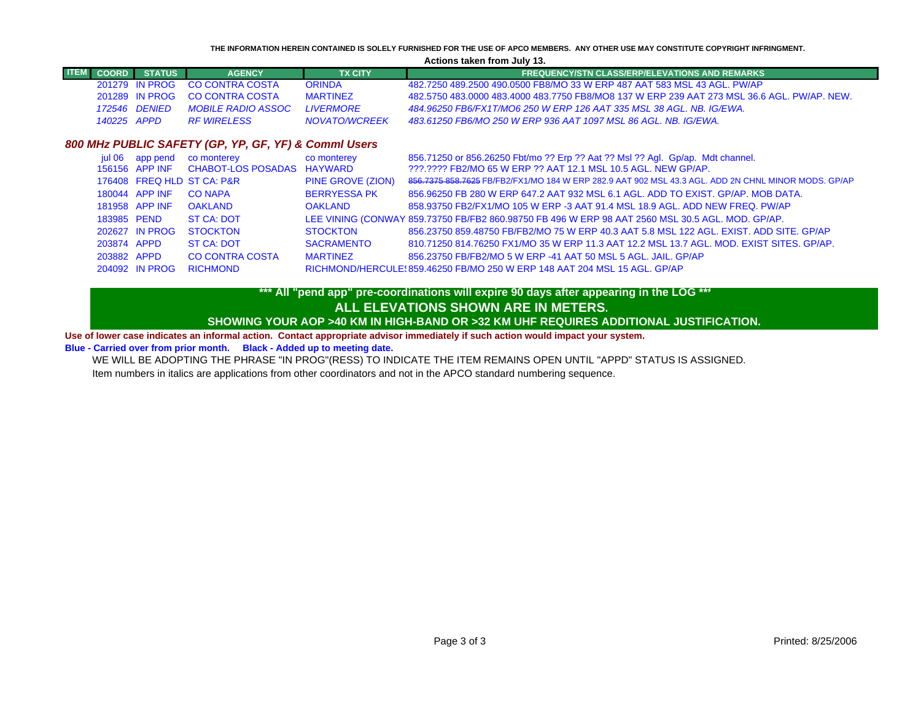THE INFORMATION HEREIN CONTAINED IS SOLELY FURNISHED FOR THE USE OF APCO MEMBERS. ANY OTHER USE MAY CONSTITUTE COPYRIGHT INFRINGMENT.

**Actions taken from July 13.**

| ITEM | COORD | STATUS | AGENCY | TX CITY | FREQUENCY/STN CLASS/ERP/ELEVATIONS AND REMARKS |
|---|---|---|---|---|---|
| | 201279 | IN PROG | CO CONTRA COSTA | ORINDA | 482.7250 489.2500 490.0500 FB8/MO 33 W ERP 487 AAT 583 MSL 43 AGL. PW/AP |
| | 201289 | IN PROG | CO CONTRA COSTA | MARTINEZ | 482.5750 483.0000 483.4000 483.7750 FB8/MO8 137 W ERP 239 AAT 273 MSL 36.6 AGL. PW/AP. NEW. |
| | *172546* | *DENIED* | *MOBILE RADIO ASSOC* | *LIVERMORE* | *484.96250 FB6/FX1T/MO6 250 W ERP 126 AAT 335 MSL 38 AGL. NB. IG/EWA.* |
| | *140225* | *APPD* | *RF WIRELESS* | *NOVATO/WCREEK* | *483.61250 FB6/MO 250 W ERP 936 AAT 1097 MSL 86 AGL. NB. IG/EWA.* |

### *800 MHz PUBLIC SAFETY (GP, YP, GF, YF) & Comml Users*

| | | | | | |
|---|---|---|---|---|---|
| | jul 06 | app pend | co monterey | co monterey | 856.71250 or 856.26250 Fbt/mo ?? Erp ?? Aat ?? Msl ?? Agl. Gp/ap. Mdt channel. |
| | 156156 | APP INF | CHABOT-LOS POSADAS | HAYWARD | ???.???? FB2/MO 65 W ERP ?? AAT 12.1 MSL 10.5 AGL. NEW GP/AP. |
| | 176408 | FREQ HLD | ST CA: P&R | PINE GROVE (ZION) | ~~856.7375 858.7625~~ FB/FB2/FX1/MO 184 W ERP 282.9 AAT 902 MSL 43.3 AGL. ADD 2N CHNL MINOR MODS. GP/AP |
| | 180044 | APP INF | CO NAPA | BERRYESSA PK | 856.96250 FB 280 W ERP 647.2 AAT 932 MSL 6.1 AGL. ADD TO EXIST. GP/AP. MOB DATA. |
| | 181958 | APP INF | OAKLAND | OAKLAND | 858.93750 FB2/FX1/MO 105 W ERP -3 AAT 91.4 MSL 18.9 AGL. ADD NEW FREQ. PW/AP |
| | 183985 | PEND | ST CA: DOT | LEE VINING (CONWAY | 859.73750 FB/FB2 860.98750 FB 496 W ERP 98 AAT 2560 MSL 30.5 AGL. MOD. GP/AP. |
| | 202627 | IN PROG | STOCKTON | STOCKTON | 856.23750 859.48750 FB/FB2/MO 75 W ERP 40.3 AAT 5.8 MSL 122 AGL. EXIST. ADD SITE. GP/AP |
| | 203874 | APPD | ST CA: DOT | SACRAMENTO | 810.71250 814.76250 FX1/MO 35 W ERP 11.3 AAT 12.2 MSL 13.7 AGL. MOD. EXIST SITES. GP/AP. |
| | 203882 | APPD | CO CONTRA COSTA | MARTINEZ | 856.23750 FB/FB2/MO 5 W ERP -41 AAT 50 MSL 5 AGL. JAIL. GP/AP |
| | 204092 | IN PROG | RICHMOND | RICHMOND/HERCULES | 859.46250 FB/MO 250 W ERP 148 AAT 204 MSL 15 AGL. GP/AP |

**\*\*\* All "pend app" pre-coordinations will expire 90 days after appearing in the LOG \*\*\***

**ALL ELEVATIONS SHOWN ARE IN METERS.**

**SHOWING YOUR AOP >40 KM IN HIGH-BAND OR >32 KM UHF REQUIRES ADDITIONAL JUSTIFICATION.**

**Use of lower case indicates an informal action. Contact appropriate advisor immediately if such action would impact your system.**

**Blue - Carried over from prior month. Black - Added up to meeting date.**

WE WILL BE ADOPTING THE PHRASE "IN PROG"(RESS) TO INDICATE THE ITEM REMAINS OPEN UNTIL "APPD" STATUS IS ASSIGNED.

Item numbers in italics are applications from other coordinators and not in the APCO standard numbering sequence.

Printed: 8/25/2006